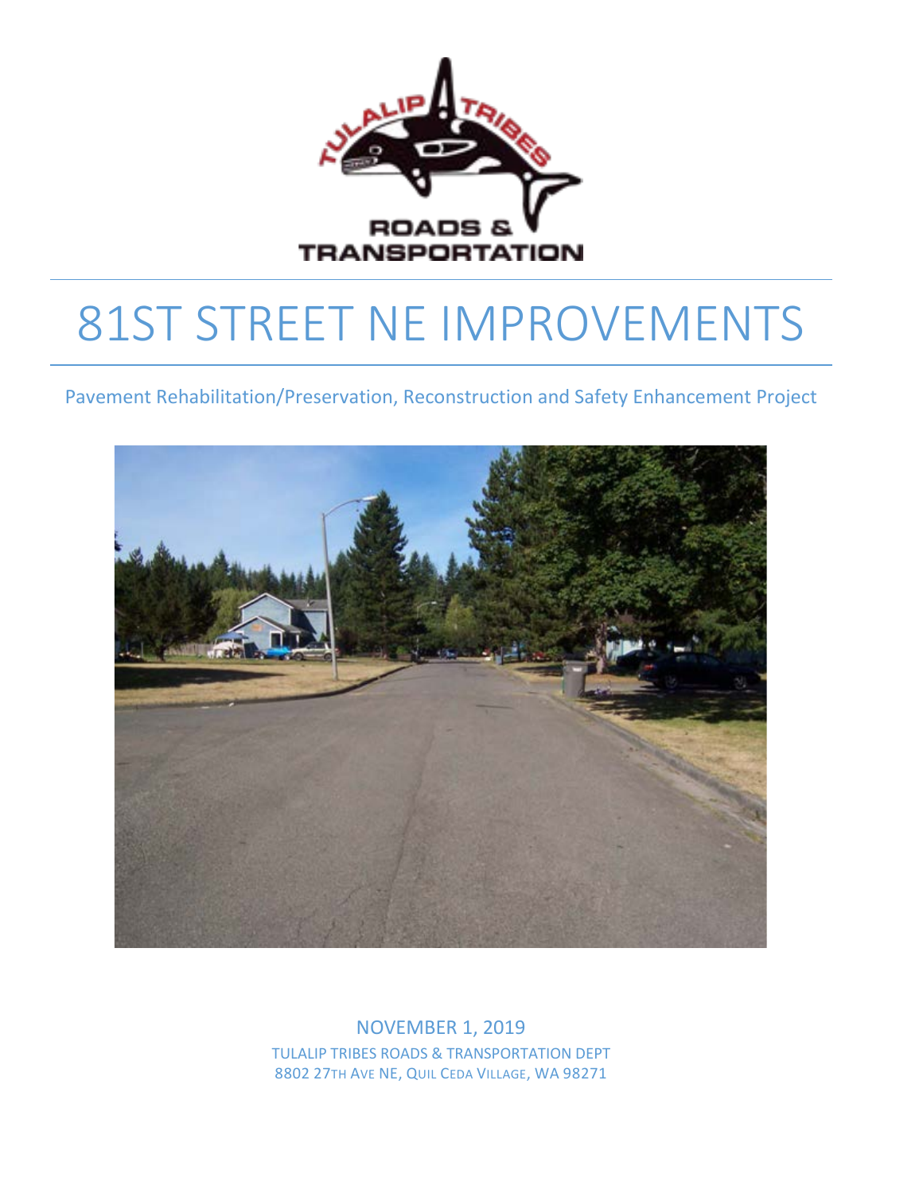TULALIP TRIBES
ROADS & TRANSPORTATION

# 81ST STREET NE IMPROVEMENTS

Pavement Rehabilitation/Preservation, Reconstruction and Safety Enhancement Project

NOVEMBER 1, 2019

TULALIP TRIBES ROADS & TRANSPORTATION DEPT
8802 27TH AVE NE, QUIL CEDA VILLAGE, WA 98271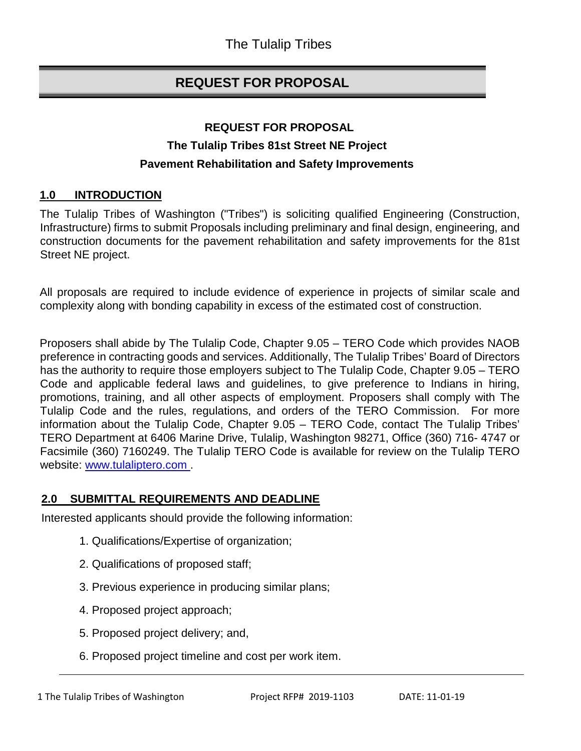The Tulalip Tribes

# REQUEST FOR PROPOSAL

**REQUEST FOR PROPOSAL**

**The Tulalip Tribes 81st Street NE Project**

**Pavement Rehabilitation and Safety Improvements**

## 1.0 INTRODUCTION

The Tulalip Tribes of Washington ("Tribes") is soliciting qualified Engineering (Construction, Infrastructure) firms to submit Proposals including preliminary and final design, engineering, and construction documents for the pavement rehabilitation and safety improvements for the 81st Street NE project.

All proposals are required to include evidence of experience in projects of similar scale and complexity along with bonding capability in excess of the estimated cost of construction.

Proposers shall abide by The Tulalip Code, Chapter 9.05 – TERO Code which provides NAOB preference in contracting goods and services. Additionally, The Tulalip Tribes' Board of Directors has the authority to require those employers subject to The Tulalip Code, Chapter 9.05 – TERO Code and applicable federal laws and guidelines, to give preference to Indians in hiring, promotions, training, and all other aspects of employment. Proposers shall comply with The Tulalip Code and the rules, regulations, and orders of the TERO Commission. For more information about the Tulalip Code, Chapter 9.05 – TERO Code, contact The Tulalip Tribes' TERO Department at 6406 Marine Drive, Tulalip, Washington 98271, Office (360) 716- 4747 or Facsimile (360) 7160249. The Tulalip TERO Code is available for review on the Tulalip TERO website: www.tulaliptero.com .

## 2.0 SUBMITTAL REQUIREMENTS AND DEADLINE

Interested applicants should provide the following information:

1. Qualifications/Expertise of organization;
2. Qualifications of proposed staff;
3. Previous experience in producing similar plans;
4. Proposed project approach;
5. Proposed project delivery; and,
6. Proposed project timeline and cost per work item.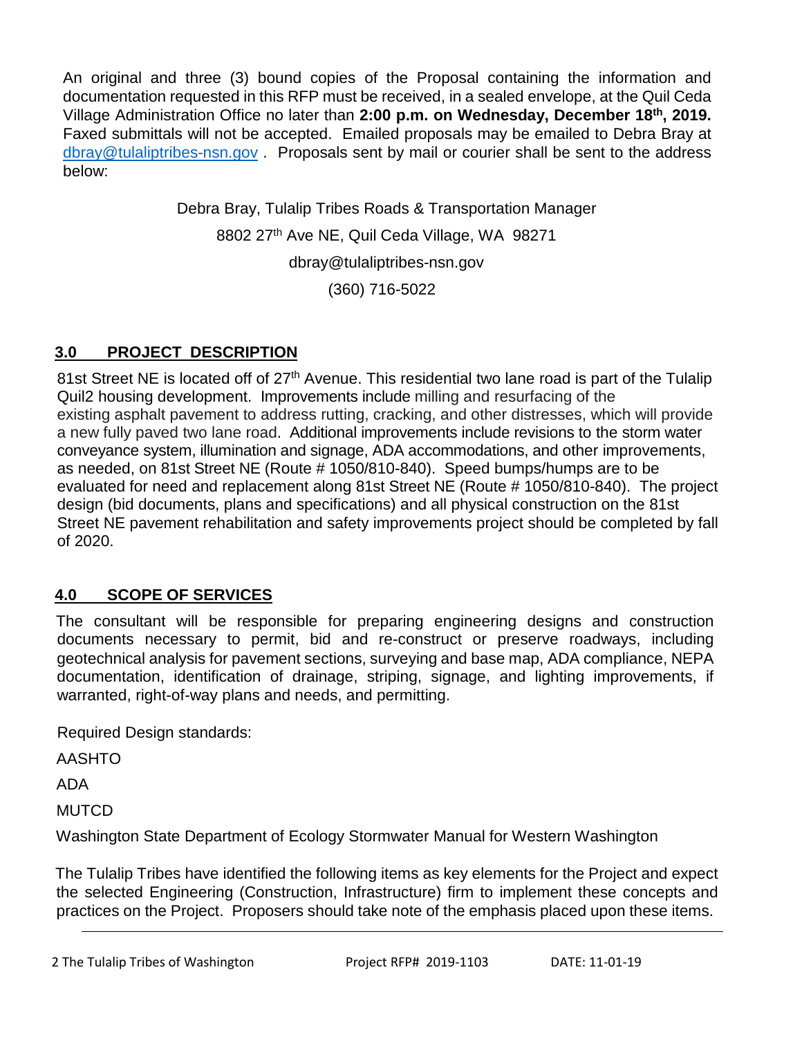An original and three (3) bound copies of the Proposal containing the information and documentation requested in this RFP must be received, in a sealed envelope, at the Quil Ceda Village Administration Office no later than **2:00 p.m. on Wednesday, December 18th, 2019.** Faxed submittals will not be accepted. Emailed proposals may be emailed to Debra Bray at dbray@tulaliptribes-nsn.gov . Proposals sent by mail or courier shall be sent to the address below:

Debra Bray, Tulalip Tribes Roads & Transportation Manager

8802 27th Ave NE, Quil Ceda Village, WA 98271

dbray@tulaliptribes-nsn.gov

(360) 716-5022

## 3.0 PROJECT DESCRIPTION

81st Street NE is located off of 27th Avenue. This residential two lane road is part of the Tulalip Quil2 housing development. Improvements include milling and resurfacing of the existing asphalt pavement to address rutting, cracking, and other distresses, which will provide a new fully paved two lane road. Additional improvements include revisions to the storm water conveyance system, illumination and signage, ADA accommodations, and other improvements, as needed, on 81st Street NE (Route # 1050/810-840). Speed bumps/humps are to be evaluated for need and replacement along 81st Street NE (Route # 1050/810-840). The project design (bid documents, plans and specifications) and all physical construction on the 81st Street NE pavement rehabilitation and safety improvements project should be completed by fall of 2020.

## 4.0 SCOPE OF SERVICES

The consultant will be responsible for preparing engineering designs and construction documents necessary to permit, bid and re-construct or preserve roadways, including geotechnical analysis for pavement sections, surveying and base map, ADA compliance, NEPA documentation, identification of drainage, striping, signage, and lighting improvements, if warranted, right-of-way plans and needs, and permitting.

Required Design standards:

AASHTO

ADA

MUTCD

Washington State Department of Ecology Stormwater Manual for Western Washington

The Tulalip Tribes have identified the following items as key elements for the Project and expect the selected Engineering (Construction, Infrastructure) firm to implement these concepts and practices on the Project. Proposers should take note of the emphasis placed upon these items.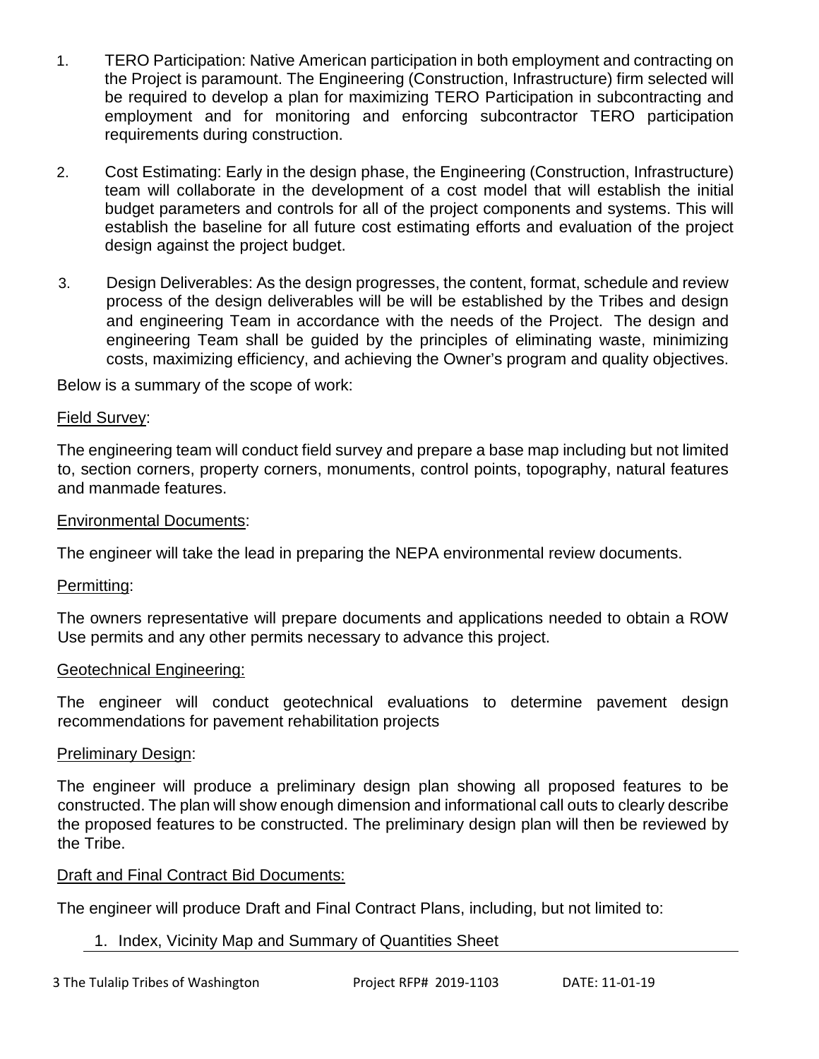1. TERO Participation: Native American participation in both employment and contracting on the Project is paramount. The Engineering (Construction, Infrastructure) firm selected will be required to develop a plan for maximizing TERO Participation in subcontracting and employment and for monitoring and enforcing subcontractor TERO participation requirements during construction.

2. Cost Estimating: Early in the design phase, the Engineering (Construction, Infrastructure) team will collaborate in the development of a cost model that will establish the initial budget parameters and controls for all of the project components and systems. This will establish the baseline for all future cost estimating efforts and evaluation of the project design against the project budget.

3. Design Deliverables: As the design progresses, the content, format, schedule and review process of the design deliverables will be will be established by the Tribes and design and engineering Team in accordance with the needs of the Project. The design and engineering Team shall be guided by the principles of eliminating waste, minimizing costs, maximizing efficiency, and achieving the Owner's program and quality objectives.

Below is a summary of the scope of work:

<u>Field Survey</u>:

The engineering team will conduct field survey and prepare a base map including but not limited to, section corners, property corners, monuments, control points, topography, natural features and manmade features.

<u>Environmental Documents</u>:

The engineer will take the lead in preparing the NEPA environmental review documents.

<u>Permitting</u>:

The owners representative will prepare documents and applications needed to obtain a ROW Use permits and any other permits necessary to advance this project.

<u>Geotechnical Engineering:</u>

The engineer will conduct geotechnical evaluations to determine pavement design recommendations for pavement rehabilitation projects

<u>Preliminary Design</u>:

The engineer will produce a preliminary design plan showing all proposed features to be constructed. The plan will show enough dimension and informational call outs to clearly describe the proposed features to be constructed. The preliminary design plan will then be reviewed by the Tribe.

<u>Draft and Final Contract Bid Documents:</u>

The engineer will produce Draft and Final Contract Plans, including, but not limited to:

1. Index, Vicinity Map and Summary of Quantities Sheet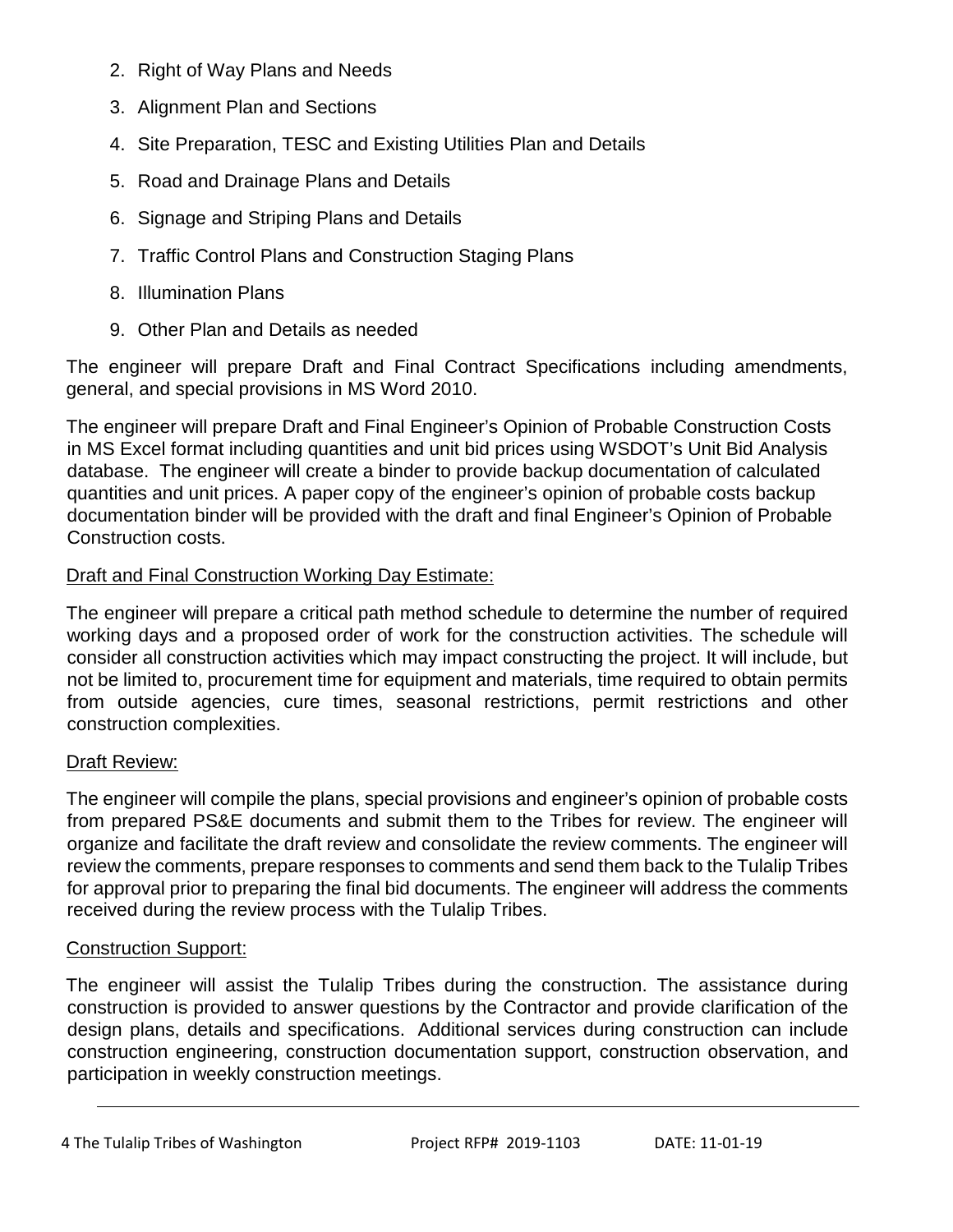2. Right of Way Plans and Needs
3. Alignment Plan and Sections
4. Site Preparation, TESC and Existing Utilities Plan and Details
5. Road and Drainage Plans and Details
6. Signage and Striping Plans and Details
7. Traffic Control Plans and Construction Staging Plans
8. Illumination Plans
9. Other Plan and Details as needed

The engineer will prepare Draft and Final Contract Specifications including amendments, general, and special provisions in MS Word 2010.

The engineer will prepare Draft and Final Engineer's Opinion of Probable Construction Costs in MS Excel format including quantities and unit bid prices using WSDOT's Unit Bid Analysis database. The engineer will create a binder to provide backup documentation of calculated quantities and unit prices. A paper copy of the engineer's opinion of probable costs backup documentation binder will be provided with the draft and final Engineer's Opinion of Probable Construction costs.

<u>Draft and Final Construction Working Day Estimate:</u>

The engineer will prepare a critical path method schedule to determine the number of required working days and a proposed order of work for the construction activities. The schedule will consider all construction activities which may impact constructing the project. It will include, but not be limited to, procurement time for equipment and materials, time required to obtain permits from outside agencies, cure times, seasonal restrictions, permit restrictions and other construction complexities.

<u>Draft Review:</u>

The engineer will compile the plans, special provisions and engineer's opinion of probable costs from prepared PS&E documents and submit them to the Tribes for review. The engineer will organize and facilitate the draft review and consolidate the review comments. The engineer will review the comments, prepare responses to comments and send them back to the Tulalip Tribes for approval prior to preparing the final bid documents. The engineer will address the comments received during the review process with the Tulalip Tribes.

<u>Construction Support:</u>

The engineer will assist the Tulalip Tribes during the construction. The assistance during construction is provided to answer questions by the Contractor and provide clarification of the design plans, details and specifications. Additional services during construction can include construction engineering, construction documentation support, construction observation, and participation in weekly construction meetings.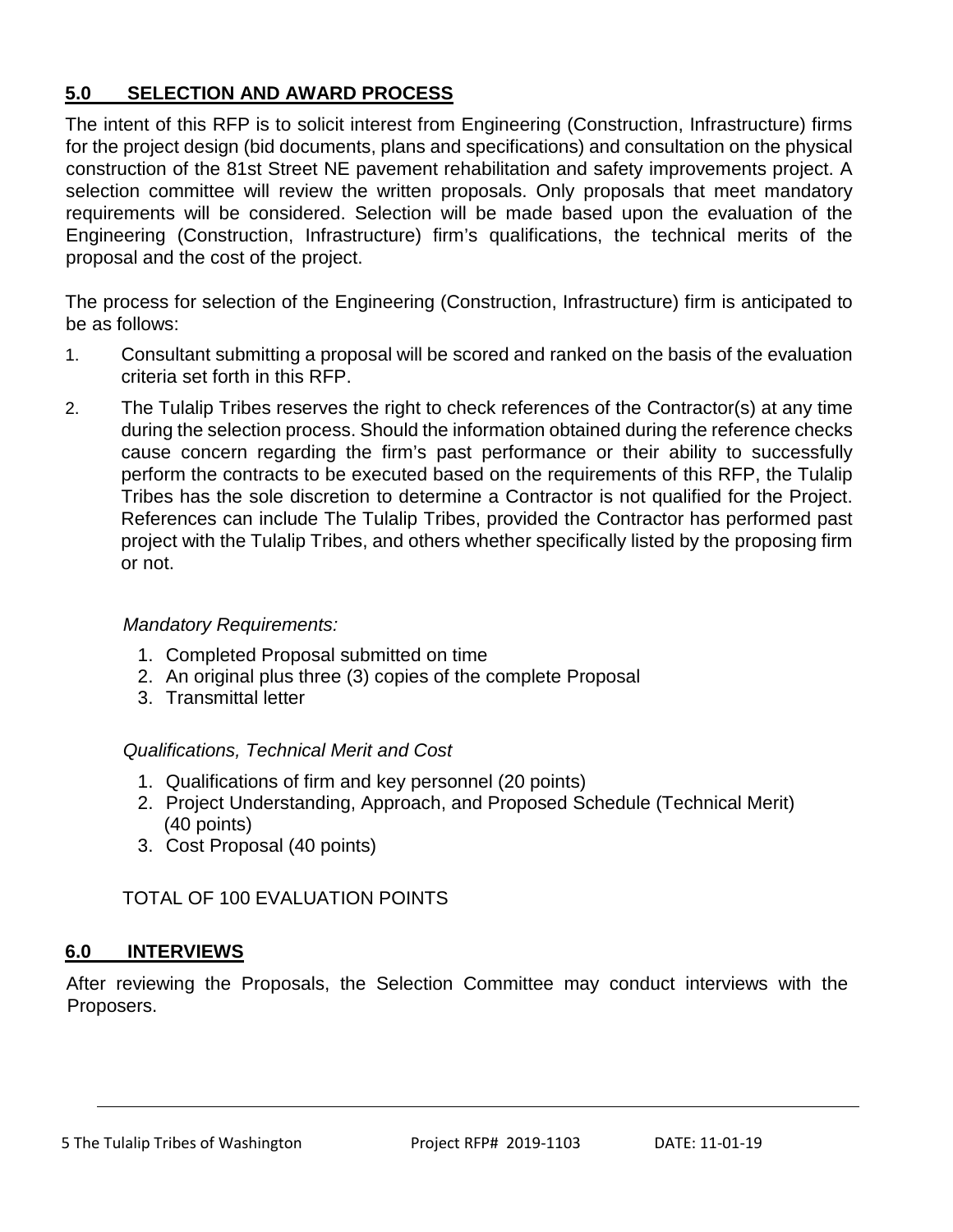## 5.0 SELECTION AND AWARD PROCESS

The intent of this RFP is to solicit interest from Engineering (Construction, Infrastructure) firms for the project design (bid documents, plans and specifications) and consultation on the physical construction of the 81st Street NE pavement rehabilitation and safety improvements project. A selection committee will review the written proposals. Only proposals that meet mandatory requirements will be considered. Selection will be made based upon the evaluation of the Engineering (Construction, Infrastructure) firm's qualifications, the technical merits of the proposal and the cost of the project.

The process for selection of the Engineering (Construction, Infrastructure) firm is anticipated to be as follows:

1. Consultant submitting a proposal will be scored and ranked on the basis of the evaluation criteria set forth in this RFP.
2. The Tulalip Tribes reserves the right to check references of the Contractor(s) at any time during the selection process. Should the information obtained during the reference checks cause concern regarding the firm's past performance or their ability to successfully perform the contracts to be executed based on the requirements of this RFP, the Tulalip Tribes has the sole discretion to determine a Contractor is not qualified for the Project. References can include The Tulalip Tribes, provided the Contractor has performed past project with the Tulalip Tribes, and others whether specifically listed by the proposing firm or not.

*Mandatory Requirements:*

1. Completed Proposal submitted on time
2. An original plus three (3) copies of the complete Proposal
3. Transmittal letter

*Qualifications, Technical Merit and Cost*

1. Qualifications of firm and key personnel (20 points)
2. Project Understanding, Approach, and Proposed Schedule (Technical Merit) (40 points)
3. Cost Proposal (40 points)

TOTAL OF 100 EVALUATION POINTS

## 6.0 INTERVIEWS

After reviewing the Proposals, the Selection Committee may conduct interviews with the Proposers.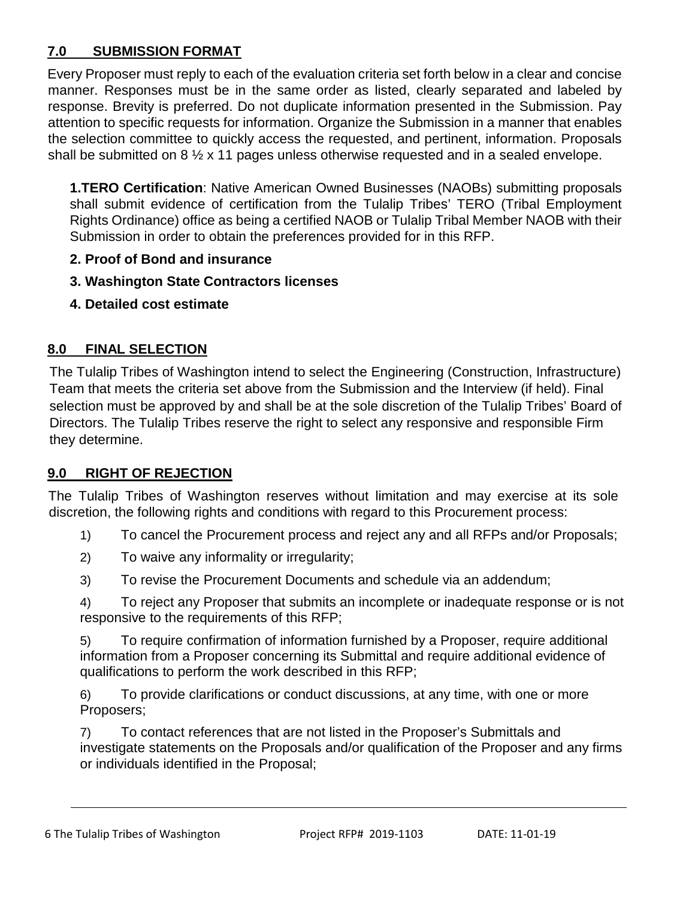## 7.0 SUBMISSION FORMAT

Every Proposer must reply to each of the evaluation criteria set forth below in a clear and concise manner. Responses must be in the same order as listed, clearly separated and labeled by response. Brevity is preferred. Do not duplicate information presented in the Submission. Pay attention to specific requests for information. Organize the Submission in a manner that enables the selection committee to quickly access the requested, and pertinent, information. Proposals shall be submitted on 8 ½ x 11 pages unless otherwise requested and in a sealed envelope.

**1.TERO Certification**: Native American Owned Businesses (NAOBs) submitting proposals shall submit evidence of certification from the Tulalip Tribes' TERO (Tribal Employment Rights Ordinance) office as being a certified NAOB or Tulalip Tribal Member NAOB with their Submission in order to obtain the preferences provided for in this RFP.

**2. Proof of Bond and insurance**

**3. Washington State Contractors licenses**

**4. Detailed cost estimate**

## 8.0 FINAL SELECTION

The Tulalip Tribes of Washington intend to select the Engineering (Construction, Infrastructure) Team that meets the criteria set above from the Submission and the Interview (if held). Final selection must be approved by and shall be at the sole discretion of the Tulalip Tribes' Board of Directors. The Tulalip Tribes reserve the right to select any responsive and responsible Firm they determine.

## 9.0 RIGHT OF REJECTION

The Tulalip Tribes of Washington reserves without limitation and may exercise at its sole discretion, the following rights and conditions with regard to this Procurement process:

1) To cancel the Procurement process and reject any and all RFPs and/or Proposals;
2) To waive any informality or irregularity;
3) To revise the Procurement Documents and schedule via an addendum;
4) To reject any Proposer that submits an incomplete or inadequate response or is not responsive to the requirements of this RFP;
5) To require confirmation of information furnished by a Proposer, require additional information from a Proposer concerning its Submittal and require additional evidence of qualifications to perform the work described in this RFP;
6) To provide clarifications or conduct discussions, at any time, with one or more Proposers;
7) To contact references that are not listed in the Proposer's Submittals and investigate statements on the Proposals and/or qualification of the Proposer and any firms or individuals identified in the Proposal;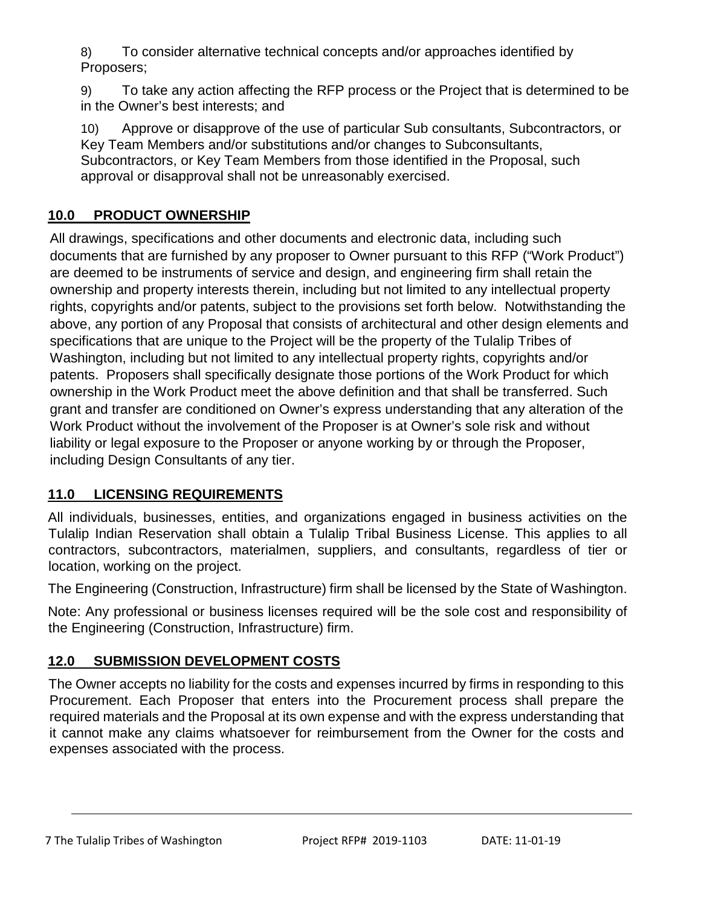8) To consider alternative technical concepts and/or approaches identified by Proposers;

9) To take any action affecting the RFP process or the Project that is determined to be in the Owner's best interests; and

10) Approve or disapprove of the use of particular Sub consultants, Subcontractors, or Key Team Members and/or substitutions and/or changes to Subconsultants, Subcontractors, or Key Team Members from those identified in the Proposal, such approval or disapproval shall not be unreasonably exercised.

## 10.0 PRODUCT OWNERSHIP

All drawings, specifications and other documents and electronic data, including such documents that are furnished by any proposer to Owner pursuant to this RFP ("Work Product") are deemed to be instruments of service and design, and engineering firm shall retain the ownership and property interests therein, including but not limited to any intellectual property rights, copyrights and/or patents, subject to the provisions set forth below. Notwithstanding the above, any portion of any Proposal that consists of architectural and other design elements and specifications that are unique to the Project will be the property of the Tulalip Tribes of Washington, including but not limited to any intellectual property rights, copyrights and/or patents. Proposers shall specifically designate those portions of the Work Product for which ownership in the Work Product meet the above definition and that shall be transferred. Such grant and transfer are conditioned on Owner's express understanding that any alteration of the Work Product without the involvement of the Proposer is at Owner's sole risk and without liability or legal exposure to the Proposer or anyone working by or through the Proposer, including Design Consultants of any tier.

## 11.0 LICENSING REQUIREMENTS

All individuals, businesses, entities, and organizations engaged in business activities on the Tulalip Indian Reservation shall obtain a Tulalip Tribal Business License. This applies to all contractors, subcontractors, materialmen, suppliers, and consultants, regardless of tier or location, working on the project.

The Engineering (Construction, Infrastructure) firm shall be licensed by the State of Washington.

Note: Any professional or business licenses required will be the sole cost and responsibility of the Engineering (Construction, Infrastructure) firm.

## 12.0 SUBMISSION DEVELOPMENT COSTS

The Owner accepts no liability for the costs and expenses incurred by firms in responding to this Procurement. Each Proposer that enters into the Procurement process shall prepare the required materials and the Proposal at its own expense and with the express understanding that it cannot make any claims whatsoever for reimbursement from the Owner for the costs and expenses associated with the process.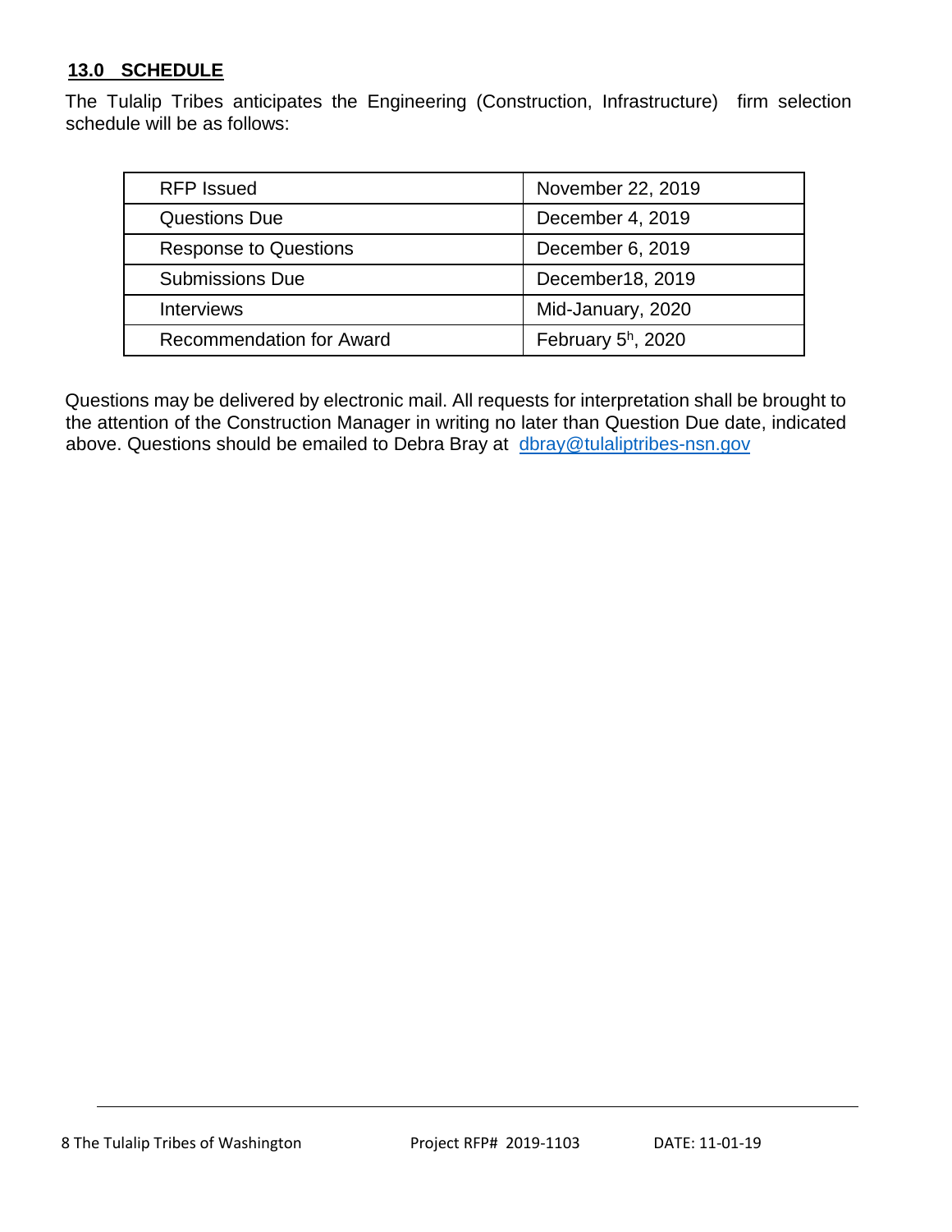## 13.0 SCHEDULE

The Tulalip Tribes anticipates the Engineering (Construction, Infrastructure) firm selection schedule will be as follows:

| | |
|---|---|
| RFP Issued | November 22, 2019 |
| Questions Due | December 4, 2019 |
| Response to Questions | December 6, 2019 |
| Submissions Due | December18, 2019 |
| Interviews | Mid-January, 2020 |
| Recommendation for Award | February 5h, 2020 |

Questions may be delivered by electronic mail. All requests for interpretation shall be brought to the attention of the Construction Manager in writing no later than Question Due date, indicated above. Questions should be emailed to Debra Bray at dbray@tulaliptribes-nsn.gov